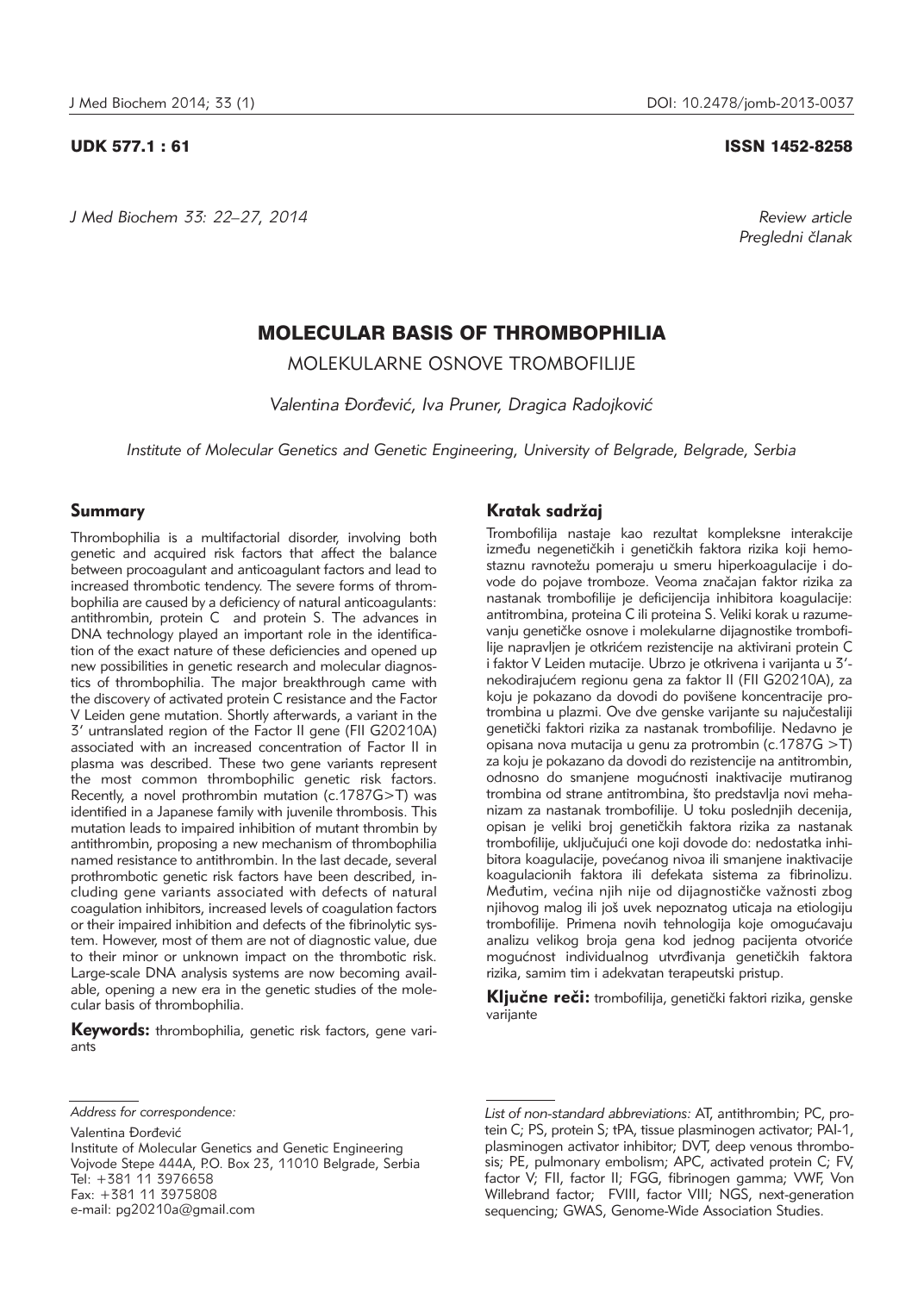UDK 577.1 : 61

ISSN 1452-8258

*Review article*
*Pregledni članak*

# MOLECULAR BASIS OF THROMBOPHILIA

## MOLEKULARNE OSNOVE TROMBOFILIJE

*Valentina Đorđević, Iva Pruner, Dragica Radojković*

*Institute of Molecular Genetics and Genetic Engineering, University of Belgrade, Belgrade, Serbia*

### Summary

Thrombophilia is a multifactorial disorder, involving both genetic and acquired risk factors that affect the balance between procoagulant and anticoagulant factors and lead to increased thrombotic tendency. The severe forms of thrombophilia are caused by a deficiency of natural anticoagulants: antithrombin, protein C and protein S. The advances in DNA technology played an important role in the identification of the exact nature of these deficiencies and opened up new possibilities in genetic research and molecular diagnostics of thrombophilia. The major breakthrough came with the discovery of activated protein C resistance and the Factor V Leiden gene mutation. Shortly afterwards, a variant in the 3′ untranslated region of the Factor II gene (FII G20210A) associated with an increased concentration of Factor II in plasma was described. These two gene variants represent the most common thrombophilic genetic risk factors. Recently, a novel prothrombin mutation (c.1787G>T) was identified in a Japanese family with juvenile thrombosis. This mutation leads to impaired inhibition of mutant thrombin by antithrombin, proposing a new mechanism of thrombophilia named resistance to antithrombin. In the last decade, several prothrombotic genetic risk factors have been described, including gene variants associated with defects of natural coagulation inhibitors, increased levels of coagulation factors or their impaired inhibition and defects of the fibrinolytic system. However, most of them are not of diagnostic value, due to their minor or unknown impact on the thrombotic risk. Large-scale DNA analysis systems are now becoming available, opening a new era in the genetic studies of the molecular basis of thrombophilia.

**Keywords:** thrombophilia, genetic risk factors, gene variants

### Kratak sadržaj

Trombofilija nastaje kao rezultat kompleksne interakcije između negenetičkih i genetičkih faktora rizika koji hemostaznu ravnotežu pomeraju u smeru hiperkoagulacije i dovode do pojave tromboze. Veoma značajan faktor rizika za nastanak trombofilije je deficijencija inhibitora koagulacije: antitrombina, proteina C ili proteina S. Veliki korak u razumevanju genetičke osnove i molekularne dijagnostike trombofilije napravljen je otkrićem rezistencije na aktivirani protein C i faktor V Leiden mutacije. Ubrzo je otkrivena i varijanta u 3′-nekodirajućem regionu gena za faktor II (FII G20210A), za koju je pokazano da dovodi do povišene koncentracije protrombina u plazmi. Ove dve genske varijante su najučestaliji genetički faktori rizika za nastanak trombofilije. Nedavno je opisana nova mutacija u genu za protrombin (c.1787G >T) za koju je pokazano da dovodi do rezistencije na antitrombin, odnosno do smanjene mogućnosti inaktivacije mutiranog trombina od strane antitrombina, što predstavlja novi mehanizam za nastanak trombofilije. U toku poslednjih decenija, opisan je veliki broj genetičkih faktora rizika za nastanak trombofilije, uključujući one koji dovode do: nedostatka inhibitora koagulacije, povećanog nivoa ili smanjene inaktivacije koagulacionih faktora ili defekata sistema za fibrinolizu. Međutim, većina njih nije od dijagnostičke važnosti zbog njihovog malog ili još uvek nepoznatog uticaja na etiologiju trombofilije. Primena novih tehnologija koje omogućavaju analizu velikog broja gena kod jednog pacijenta otvoriće mogućnost individualnog utvrđivanja genetičkih faktora rizika, samim tim i adekvatan terapeutski pristup.

**Ključne reči:** trombofilija, genetički faktori rizika, genske varijante

*Address for correspondence:*

Valentina Đorđević
Institute of Molecular Genetics and Genetic Engineering
Vojvode Stepe 444A, P.O. Box 23, 11010 Belgrade, Serbia
Tel: +381 11 3976658
Fax: +381 11 3975808
e-mail: pg20210a@gmail.com

*List of non-standard abbreviations:* AT, antithrombin; PC, protein C; PS, protein S; tPA, tissue plasminogen activator; PAI-1, plasminogen activator inhibitor; DVT, deep venous thrombosis; PE, pulmonary embolism; APC, activated protein C; FV, factor V; FII, factor II; FGG, fibrinogen gamma; VWF, Von Willebrand factor; FVIII, factor VIII; NGS, next-generation sequencing; GWAS, Genome-Wide Association Studies.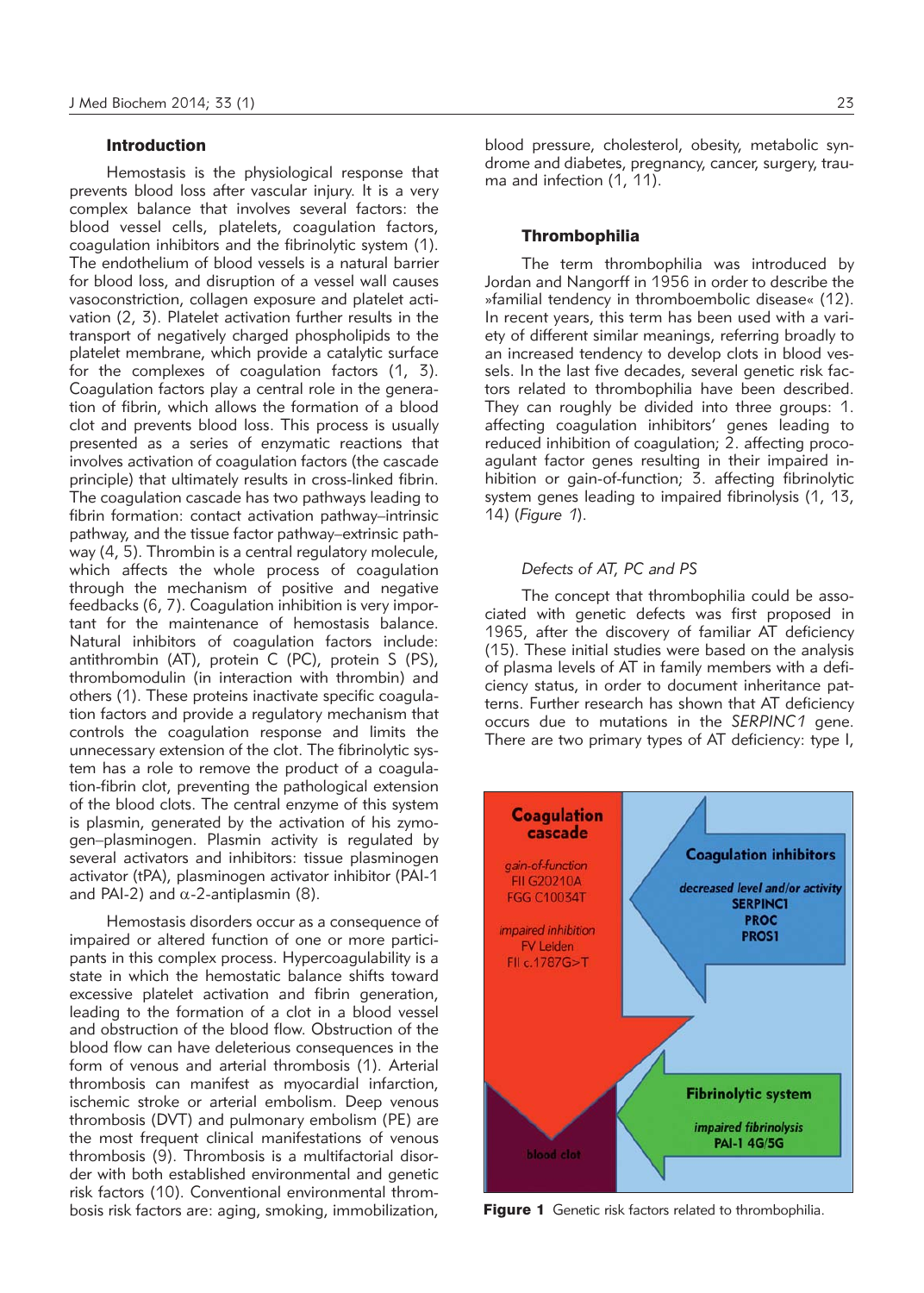## Introduction

Hemostasis is the physiological response that prevents blood loss after vascular injury. It is a very complex balance that involves several factors: the blood vessel cells, platelets, coagulation factors, coagulation inhibitors and the fibrinolytic system (1). The endothelium of blood vessels is a natural barrier for blood loss, and disruption of a vessel wall causes vasoconstriction, collagen exposure and platelet activation (2, 3). Platelet activation further results in the transport of negatively charged phospholipids to the platelet membrane, which provide a catalytic surface for the complexes of coagulation factors (1, 3). Coagulation factors play a central role in the generation of fibrin, which allows the formation of a blood clot and prevents blood loss. This process is usually presented as a series of enzymatic reactions that involves activation of coagulation factors (the cascade principle) that ultimately results in cross-linked fibrin. The coagulation cascade has two pathways leading to fibrin formation: contact activation pathway–intrinsic pathway, and the tissue factor pathway–extrinsic pathway (4, 5). Thrombin is a central regulatory molecule, which affects the whole process of coagulation through the mechanism of positive and negative feedbacks (6, 7). Coagulation inhibition is very important for the maintenance of hemostasis balance. Natural inhibitors of coagulation factors include: antithrombin (AT), protein C (PC), protein S (PS), thrombomodulin (in interaction with thrombin) and others (1). These proteins inactivate specific coagulation factors and provide a regulatory mechanism that controls the coagulation response and limits the unnecessary extension of the clot. The fibrinolytic system has a role to remove the product of a coagulation-fibrin clot, preventing the pathological extension of the blood clots. The central enzyme of this system is plasmin, generated by the activation of his zymogen–plasminogen. Plasmin activity is regulated by several activators and inhibitors: tissue plasminogen activator (tPA), plasminogen activator inhibitor (PAI-1 and PAI-2) and $\alpha$-2-antiplasmin (8).

Hemostasis disorders occur as a consequence of impaired or altered function of one or more participants in this complex process. Hypercoagulability is a state in which the hemostatic balance shifts toward excessive platelet activation and fibrin generation, leading to the formation of a clot in a blood vessel and obstruction of the blood flow. Obstruction of the blood flow can have deleterious consequences in the form of venous and arterial thrombosis (1). Arterial thrombosis can manifest as myocardial infarction, ischemic stroke or arterial embolism. Deep venous thrombosis (DVT) and pulmonary embolism (PE) are the most frequent clinical manifestations of venous thrombosis (9). Thrombosis is a multifactorial disorder with both established environmental and genetic risk factors (10). Conventional environmental thrombosis risk factors are: aging, smoking, immobilization, blood pressure, cholesterol, obesity, metabolic syndrome and diabetes, pregnancy, cancer, surgery, trauma and infection (1, 11).

## Thrombophilia

The term thrombophilia was introduced by Jordan and Nangorff in 1956 in order to describe the »familial tendency in thromboembolic disease« (12). In recent years, this term has been used with a variety of different similar meanings, referring broadly to an increased tendency to develop clots in blood vessels. In the last five decades, several genetic risk factors related to thrombophilia have been described. They can roughly be divided into three groups: 1. affecting coagulation inhibitors' genes leading to reduced inhibition of coagulation; 2. affecting procoagulant factor genes resulting in their impaired inhibition or gain-of-function; 3. affecting fibrinolytic system genes leading to impaired fibrinolysis (1, 13, 14) (*Figure 1*).

### *Defects of AT, PC and PS*

The concept that thrombophilia could be associated with genetic defects was first proposed in 1965, after the discovery of familiar AT deficiency (15). These initial studies were based on the analysis of plasma levels of AT in family members with a deficiency status, in order to document inheritance patterns. Further research has shown that AT deficiency occurs due to mutations in the *SERPINC1* gene. There are two primary types of AT deficiency: type I,

**Figure 1** Genetic risk factors related to thrombophilia.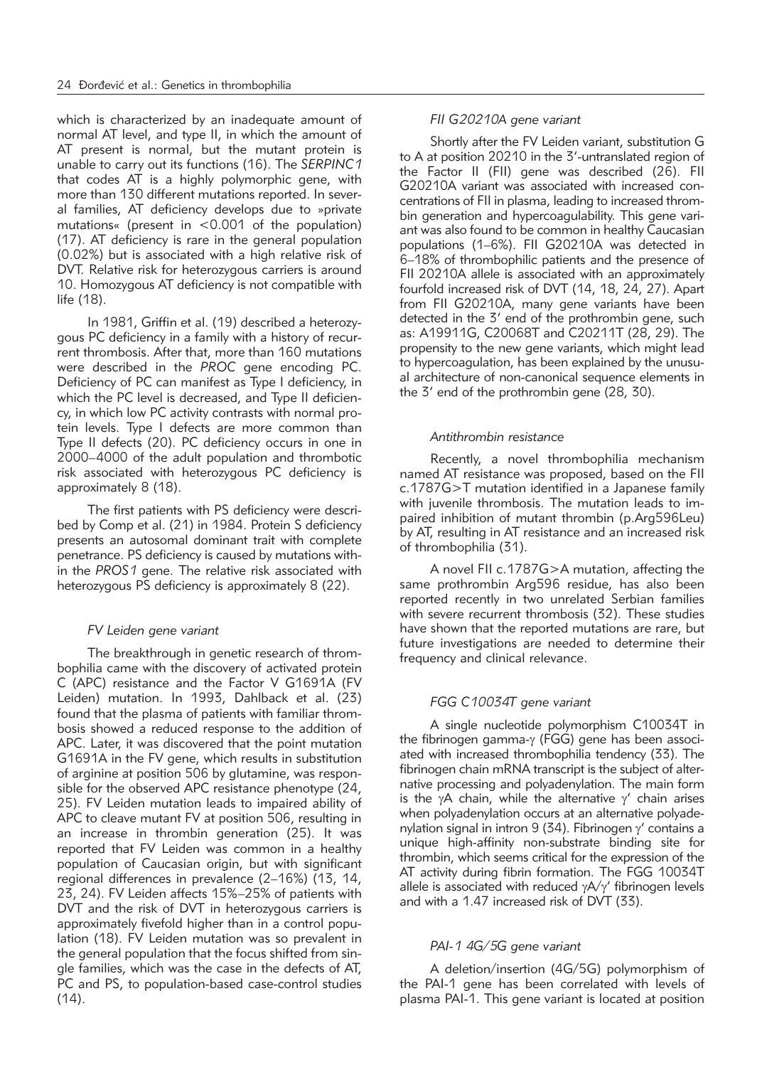which is characterized by an inadequate amount of normal AT level, and type II, in which the amount of AT present is normal, but the mutant protein is unable to carry out its functions (16). The *SERPINC1* that codes AT is a highly polymorphic gene, with more than 130 different mutations reported. In several families, AT deficiency develops due to »private mutations« (present in <0.001 of the population) (17). AT deficiency is rare in the general population (0.02%) but is associated with a high relative risk of DVT. Relative risk for heterozygous carriers is around 10. Homozygous AT deficiency is not compatible with life (18).

In 1981, Griffin et al. (19) described a heterozygous PC deficiency in a family with a history of recurrent thrombosis. After that, more than 160 mutations were described in the *PROC* gene encoding PC. Deficiency of PC can manifest as Type I deficiency, in which the PC level is decreased, and Type II deficiency, in which low PC activity contrasts with normal protein levels. Type I defects are more common than Type II defects (20). PC deficiency occurs in one in 2000–4000 of the adult population and thrombotic risk associated with heterozygous PC deficiency is approximately 8 (18).

The first patients with PS deficiency were described by Comp et al. (21) in 1984. Protein S deficiency presents an autosomal dominant trait with complete penetrance. PS deficiency is caused by mutations within the *PROS1* gene. The relative risk associated with heterozygous PS deficiency is approximately 8 (22).

### *FV Leiden gene variant*

The breakthrough in genetic research of thrombophilia came with the discovery of activated protein C (APC) resistance and the Factor V G1691A (FV Leiden) mutation. In 1993, Dahlback et al. (23) found that the plasma of patients with familiar thrombosis showed a reduced response to the addition of APC. Later, it was discovered that the point mutation G1691A in the FV gene, which results in substitution of arginine at position 506 by glutamine, was responsible for the observed APC resistance phenotype (24, 25). FV Leiden mutation leads to impaired ability of APC to cleave mutant FV at position 506, resulting in an increase in thrombin generation (25). It was reported that FV Leiden was common in a healthy population of Caucasian origin, but with significant regional differences in prevalence (2–16%) (13, 14, 23, 24). FV Leiden affects 15%–25% of patients with DVT and the risk of DVT in heterozygous carriers is approximately fivefold higher than in a control population (18). FV Leiden mutation was so prevalent in the general population that the focus shifted from single families, which was the case in the defects of AT, PC and PS, to population-based case-control studies (14).

### *FII G20210A gene variant*

Shortly after the FV Leiden variant, substitution G to A at position 20210 in the 3'-untranslated region of the Factor II (FII) gene was described (26). FII G20210A variant was associated with increased concentrations of FII in plasma, leading to increased thrombin generation and hypercoagulability. This gene variant was also found to be common in healthy Caucasian populations (1–6%). FII G20210A was detected in 6–18% of thrombophilic patients and the presence of FII 20210A allele is associated with an approximately fourfold increased risk of DVT (14, 18, 24, 27). Apart from FII G20210A, many gene variants have been detected in the 3' end of the prothrombin gene, such as: A19911G, C20068T and C20211T (28, 29). The propensity to the new gene variants, which might lead to hypercoagulation, has been explained by the unusual architecture of non-canonical sequence elements in the 3' end of the prothrombin gene (28, 30).

### *Antithrombin resistance*

Recently, a novel thrombophilia mechanism named AT resistance was proposed, based on the FII c.1787G>T mutation identified in a Japanese family with juvenile thrombosis. The mutation leads to impaired inhibition of mutant thrombin (p.Arg596Leu) by AT, resulting in AT resistance and an increased risk of thrombophilia (31).

A novel FII c.1787G>A mutation, affecting the same prothrombin Arg596 residue, has also been reported recently in two unrelated Serbian families with severe recurrent thrombosis (32). These studies have shown that the reported mutations are rare, but future investigations are needed to determine their frequency and clinical relevance.

### *FGG C10034T gene variant*

A single nucleotide polymorphism C10034T in the fibrinogen gamma-$\gamma$ (FGG) gene has been associated with increased thrombophilia tendency (33). The fibrinogen chain mRNA transcript is the subject of alternative processing and polyadenylation. The main form is the $\gamma$A chain, while the alternative $\gamma'$ chain arises when polyadenylation occurs at an alternative polyadenylation signal in intron 9 (34). Fibrinogen $\gamma'$ contains a unique high-affinity non-substrate binding site for thrombin, which seems critical for the expression of the AT activity during fibrin formation. The FGG 10034T allele is associated with reduced $\gamma A/\gamma'$ fibrinogen levels and with a 1.47 increased risk of DVT (33).

### *PAI-1 4G/5G gene variant*

A deletion/insertion (4G/5G) polymorphism of the PAI-1 gene has been correlated with levels of plasma PAI-1. This gene variant is located at position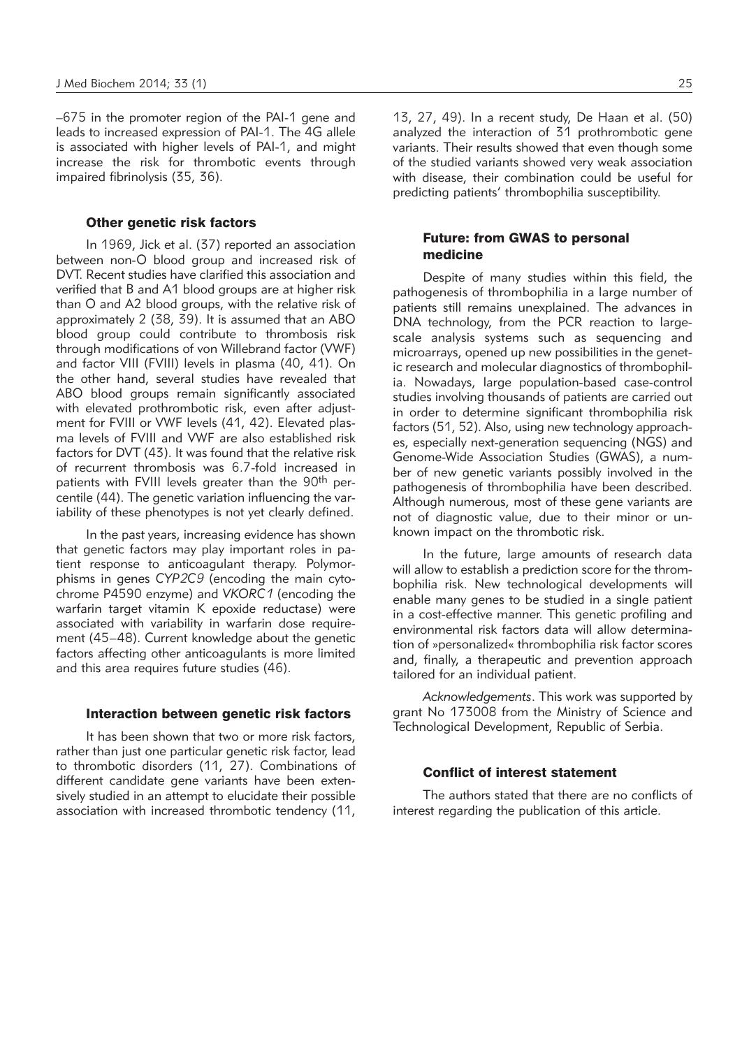–675 in the promoter region of the PAI-1 gene and leads to increased expression of PAI-1. The 4G allele is associated with higher levels of PAI-1, and might increase the risk for thrombotic events through impaired fibrinolysis (35, 36).

### Other genetic risk factors

In 1969, Jick et al. (37) reported an association between non-O blood group and increased risk of DVT. Recent studies have clarified this association and verified that B and A1 blood groups are at higher risk than O and A2 blood groups, with the relative risk of approximately 2 (38, 39). It is assumed that an ABO blood group could contribute to thrombosis risk through modifications of von Willebrand factor (VWF) and factor VIII (FVIII) levels in plasma (40, 41). On the other hand, several studies have revealed that ABO blood groups remain significantly associated with elevated prothrombotic risk, even after adjustment for FVIII or VWF levels (41, 42). Elevated plasma levels of FVIII and VWF are also established risk factors for DVT (43). It was found that the relative risk of recurrent thrombosis was 6.7-fold increased in patients with FVIII levels greater than the 90$^{th}$ percentile (44). The genetic variation influencing the variability of these phenotypes is not yet clearly defined.

In the past years, increasing evidence has shown that genetic factors may play important roles in patient response to anticoagulant therapy. Polymorphisms in genes *CYP2C9* (encoding the main cytochrome P4590 enzyme) and *VKORC1* (encoding the warfarin target vitamin K epoxide reductase) were associated with variability in warfarin dose requirement (45–48). Current knowledge about the genetic factors affecting other anticoagulants is more limited and this area requires future studies (46).

### Interaction between genetic risk factors

It has been shown that two or more risk factors, rather than just one particular genetic risk factor, lead to thrombotic disorders (11, 27). Combinations of different candidate gene variants have been extensively studied in an attempt to elucidate their possible association with increased thrombotic tendency (11, 13, 27, 49). In a recent study, De Haan et al. (50) analyzed the interaction of 31 prothrombotic gene variants. Their results showed that even though some of the studied variants showed very weak association with disease, their combination could be useful for predicting patients' thrombophilia susceptibility.

### Future: from GWAS to personal medicine

Despite of many studies within this field, the pathogenesis of thrombophilia in a large number of patients still remains unexplained. The advances in DNA technology, from the PCR reaction to large-scale analysis systems such as sequencing and microarrays, opened up new possibilities in the genetic research and molecular diagnostics of thrombophilia. Nowadays, large population-based case-control studies involving thousands of patients are carried out in order to determine significant thrombophilia risk factors (51, 52). Also, using new technology approaches, especially next-generation sequencing (NGS) and Genome-Wide Association Studies (GWAS), a number of new genetic variants possibly involved in the pathogenesis of thrombophilia have been described. Although numerous, most of these gene variants are not of diagnostic value, due to their minor or unknown impact on the thrombotic risk.

In the future, large amounts of research data will allow to establish a prediction score for the thrombophilia risk. New technological developments will enable many genes to be studied in a single patient in a cost-effective manner. This genetic profiling and environmental risk factors data will allow determination of »personalized« thrombophilia risk factor scores and, finally, a therapeutic and prevention approach tailored for an individual patient.

*Acknowledgements*. This work was supported by grant No 173008 from the Ministry of Science and Technological Development, Republic of Serbia.

### Conflict of interest statement

The authors stated that there are no conflicts of interest regarding the publication of this article.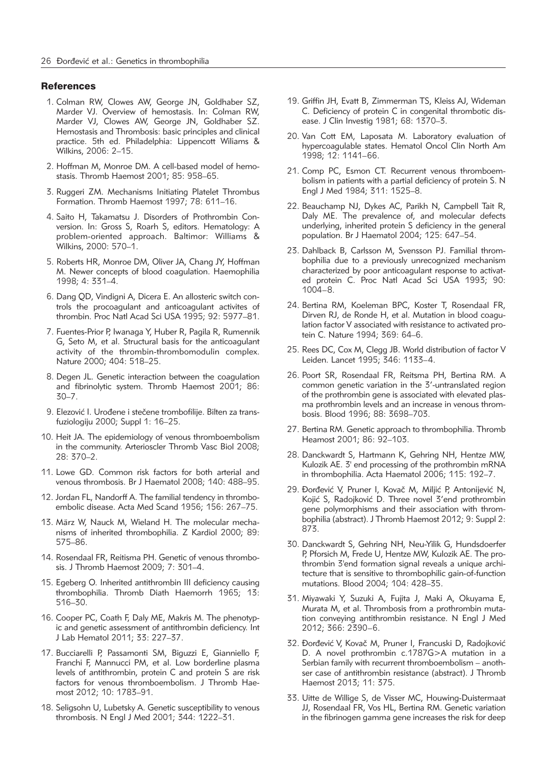## References

1. Colman RW, Clowes AW, George JN, Goldhaber SZ, Marder VJ. Overview of hemostasis. In: Colman RW, Marder VJ, Clowes AW, George JN, Goldhaber SZ. Hemostasis and Thrombosis: basic principles and clinical practice. 5th ed. Philadelphia: Lippencott Wiliams & Wilkins, 2006: 2–15.
2. Hoffman M, Monroe DM. A cell-based model of hemostasis. Thromb Haemost 2001; 85: 958–65.
3. Ruggeri ZM. Mechanisms Initiating Platelet Thrombus Formation. Thromb Haemost 1997; 78: 611–16.
4. Saito H, Takamatsu J. Disorders of Prothrombin Conversion. In: Gross S, Roarh S, editors. Hematology: A problem-oriented approach. Baltimor: Williams & Wilkins, 2000: 570–1.
5. Roberts HR, Monroe DM, Oliver JA, Chang JY, Hoffman M. Newer concepts of blood coagulation. Haemophilia 1998; 4: 331–4.
6. Dang QD, Vindigni A, Dicera E. An allosteric switch controls the procoagulant and anticoagulant activites of thrombin. Proc Natl Acad Sci USA 1995; 92: 5977–81.
7. Fuentes-Prior P, Iwanaga Y, Huber R, Pagila R, Rumennik G, Seto M, et al. Structural basis for the anticoagulant activity of the thrombin-thrombomodulin complex. Nature 2000; 404: 518–25.
8. Degen JL. Genetic interaction between the coagulation and fibrinolytic system. Thromb Haemost 2001; 86: 30–7.
9. Elezović I. Urođene i stečene trombofilije. Bilten za transfuziologiju 2000; Suppl 1: 16–25.
10. Heit JA. The epidemiology of venous thromboembolism in the community. Arterioscler Thromb Vasc Biol 2008; 28: 370–2.
11. Lowe GD. Common risk factors for both arterial and venous thrombosis. Br J Haematol 2008; 140: 488–95.
12. Jordan FL, Nandorff A. The familial tendency in thromboembolic disease. Acta Med Scand 1956; 156: 267–75.
13. März W, Nauck M, Wieland H. The molecular mechanisms of inherited thrombophilia. Z Kardiol 2000; 89: 575–86.
14. Rosendaal FR, Reitisma PH. Genetic of venous thrombosis. J Thromb Haemost 2009; 7: 301–4.
15. Egeberg O. Inherited antithrombin III deficiency causing thrombophilia. Thromb Diath Haemorrh 1965; 13: 516–30.
16. Cooper PC, Coath F, Daly ME, Makris M. The phenotypic and genetic assessment of antithrombin deficiency. Int J Lab Hematol 2011; 33: 227–37.
17. Bucciarelli P, Passamonti SM, Biguzzi E, Gianniello F, Franchi F, Mannucci PM, et al. Low borderline plasma levels of antithrombin, protein C and protein S are risk factors for venous thromboembolism. J Thromb Haemost 2012; 10: 1783–91.
18. Seligsohn U, Lubetsky A. Genetic susceptibility to venous thrombosis. N Engl J Med 2001; 344: 1222–31.
19. Griffin JH, Evatt B, Zimmerman TS, Kleiss AJ, Wideman C. Deficiency of protein C in congenital thrombotic disease. J Clin Investig 1981; 68: 1370–3.
20. Van Cott EM, Laposata M. Laboratory evaluation of hypercoagulable states. Hematol Oncol Clin North Am 1998; 12: 1141–66.
21. Comp PC, Esmon CT. Recurrent venous thromboembolism in patients with a partial deficiency of protein S. N Engl J Med 1984; 311: 1525–8.
22. Beauchamp NJ, Dykes AC, Parikh N, Campbell Tait R, Daly ME. The prevalence of, and molecular defects underlying, inherited protein S deficiency in the general population. Br J Haematol 2004; 125: 647–54.
23. Dahlback B, Carlsson M, Svensson PJ. Familial thrombophilia due to a previously unrecognized mechanism characterized by poor anticoagulant response to activated protein C. Proc Natl Acad Sci USA 1993; 90: 1004–8.
24. Bertina RM, Koeleman BPC, Koster T, Rosendaal FR, Dirven RJ, de Ronde H, et al. Mutation in blood coagulation factor V associated with resistance to activated protein C. Nature 1994; 369: 64–6.
25. Rees DC, Cox M, Clegg JB. World distribution of factor V Leiden. Lancet 1995; 346: 1133–4.
26. Poort SR, Rosendaal FR, Reitsma PH, Bertina RM. A common genetic variation in the 3'-untranslated region of the prothrombin gene is associated with elevated plasma prothrombin levels and an increase in venous thrombosis. Blood 1996; 88: 3698–703.
27. Bertina RM. Genetic approach to thrombophilia. Thromb Heamost 2001; 86: 92–103.
28. Danckwardt S, Hartmann K, Gehring NH, Hentze MW, Kulozik AE. 3' end processing of the prothrombin mRNA in thrombophilia. Acta Haematol 2006; 115: 192–7.
29. Đorđević V, Pruner I, Kovač M, Miljić P, Antonijević N, Kojić S, Radojković D. Three novel 3'end prothrombin gene polymorphisms and their association with thrombophilia (abstract). J Thromb Haemost 2012; 9: Suppl 2: 873.
30. Danckwardt S, Gehring NH, Neu-Yilik G, Hundsdoerfer P, Pforsich M, Frede U, Hentze MW, Kulozik AE. The prothrombin 3'end formation signal reveals a unique architecture that is sensitive to thrombophilic gain-of-function mutations. Blood 2004; 104: 428–35.
31. Miyawaki Y, Suzuki A, Fujita J, Maki A, Okuyama E, Murata M, et al. Thrombosis from a prothrombin mutation conveying antithrombin resistance. N Engl J Med 2012; 366: 2390–6.
32. Đorđević V, Kovač M, Pruner I, Francuski D, Radojković D. A novel prothrombin c.1787G>A mutation in a Serbian family with recurrent thromboembolism – anothser case of antithrombin resistance (abstract). J Thromb Haemost 2013; 11: 375.
33. Uitte de Willige S, de Visser MC, Houwing-Duistermaat JJ, Rosendaal FR, Vos HL, Bertina RM. Genetic variation in the fibrinogen gamma gene increases the risk for deep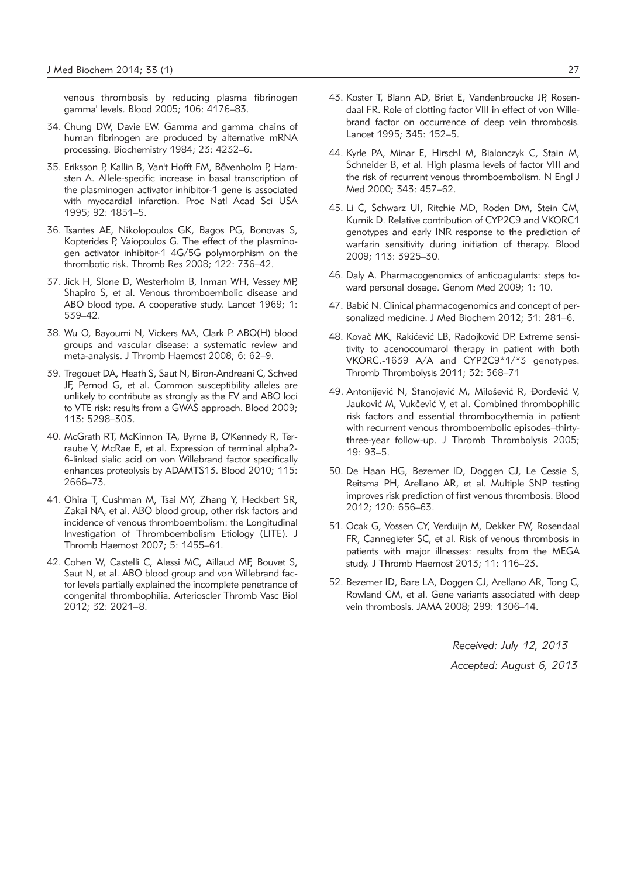venous thrombosis by reducing plasma fibrinogen gamma' levels. Blood 2005; 106: 4176–83.

34. Chung DW, Davie EW. Gamma and gamma' chains of human fibrinogen are produced by alternative mRNA processing. Biochemistry 1984; 23: 4232–6.
35. Eriksson P, Kallin B, Van't Hofft FM, Båvenholm P, Hamsten A. Allele-specific increase in basal transcription of the plasminogen activator inhibitor-1 gene is associated with myocardial infarction. Proc Natl Acad Sci USA 1995; 92: 1851–5.
36. Tsantes AE, Nikolopoulos GK, Bagos PG, Bonovas S, Kopterides P, Vaiopoulos G. The effect of the plasminogen activator inhibitor-1 4G/5G polymorphism on the thrombotic risk. Thromb Res 2008; 122: 736–42.
37. Jick H, Slone D, Westerholm B, Inman WH, Vessey MP, Shapiro S, et al. Venous thromboembolic disease and ABO blood type. A cooperative study. Lancet 1969; 1: 539–42.
38. Wu O, Bayoumi N, Vickers MA, Clark P. ABO(H) blood groups and vascular disease: a systematic review and meta-analysis. J Thromb Haemost 2008; 6: 62–9.
39. Tregouet DA, Heath S, Saut N, Biron-Andreani C, Schved JF, Pernod G, et al. Common susceptibility alleles are unlikely to contribute as strongly as the FV and ABO loci to VTE risk: results from a GWAS approach. Blood 2009; 113: 5298–303.
40. McGrath RT, McKinnon TA, Byrne B, O'Kennedy R, Terraube V, McRae E, et al. Expression of terminal alpha2-6-linked sialic acid on von Willebrand factor specifically enhances proteolysis by ADAMTS13. Blood 2010; 115: 2666–73.
41. Ohira T, Cushman M, Tsai MY, Zhang Y, Heckbert SR, Zakai NA, et al. ABO blood group, other risk factors and incidence of venous thromboembolism: the Longitudinal Investigation of Thromboembolism Etiology (LITE). J Thromb Haemost 2007; 5: 1455–61.
42. Cohen W, Castelli C, Alessi MC, Aillaud MF, Bouvet S, Saut N, et al. ABO blood group and von Willebrand factor levels partially explained the incomplete penetrance of congenital thrombophilia. Arterioscler Thromb Vasc Biol 2012; 32: 2021–8.
43. Koster T, Blann AD, Briet E, Vandenbroucke JP, Rosendaal FR. Role of clotting factor VIII in effect of von Willebrand factor on occurrence of deep vein thrombosis. Lancet 1995; 345: 152–5.
44. Kyrle PA, Minar E, Hirschl M, Bialonczyk C, Stain M, Schneider B, et al. High plasma levels of factor VIII and the risk of recurrent venous thromboembolism. N Engl J Med 2000; 343: 457–62.
45. Li C, Schwarz UI, Ritchie MD, Roden DM, Stein CM, Kurnik D. Relative contribution of CYP2C9 and VKORC1 genotypes and early INR response to the prediction of warfarin sensitivity during initiation of therapy. Blood 2009; 113: 3925–30.
46. Daly A. Pharmacogenomics of anticoagulants: steps toward personal dosage. Genom Med 2009; 1: 10.
47. Babić N. Clinical pharmacogenomics and concept of personalized medicine. J Med Biochem 2012; 31: 281–6.
48. Kovač MK, Rakićević LB, Radojković DP. Extreme sensitivity to acenocoumarol therapy in patient with both VKORC.-1639 A/A and CYP2C9*1/*3 genotypes. Thromb Thrombolysis 2011; 32: 368–71
49. Antonijević N, Stanojević M, Milošević R, Đorđević V, Jauković M, Vukčević V, et al. Combined thrombophilic risk factors and essential thrombocythemia in patient with recurrent venous thromboembolic episodes–thirty-three-year follow-up. J Thromb Thrombolysis 2005; 19: 93–5.
50. De Haan HG, Bezemer ID, Doggen CJ, Le Cessie S, Reitsma PH, Arellano AR, et al. Multiple SNP testing improves risk prediction of first venous thrombosis. Blood 2012; 120: 656–63.
51. Ocak G, Vossen CY, Verduijn M, Dekker FW, Rosendaal FR, Cannegieter SC, et al. Risk of venous thrombosis in patients with major illnesses: results from the MEGA study. J Thromb Haemost 2013; 11: 116–23.
52. Bezemer ID, Bare LA, Doggen CJ, Arellano AR, Tong C, Rowland CM, et al. Gene variants associated with deep vein thrombosis. JAMA 2008; 299: 1306–14.

*Received: July 12, 2013*

*Accepted: August 6, 2013*